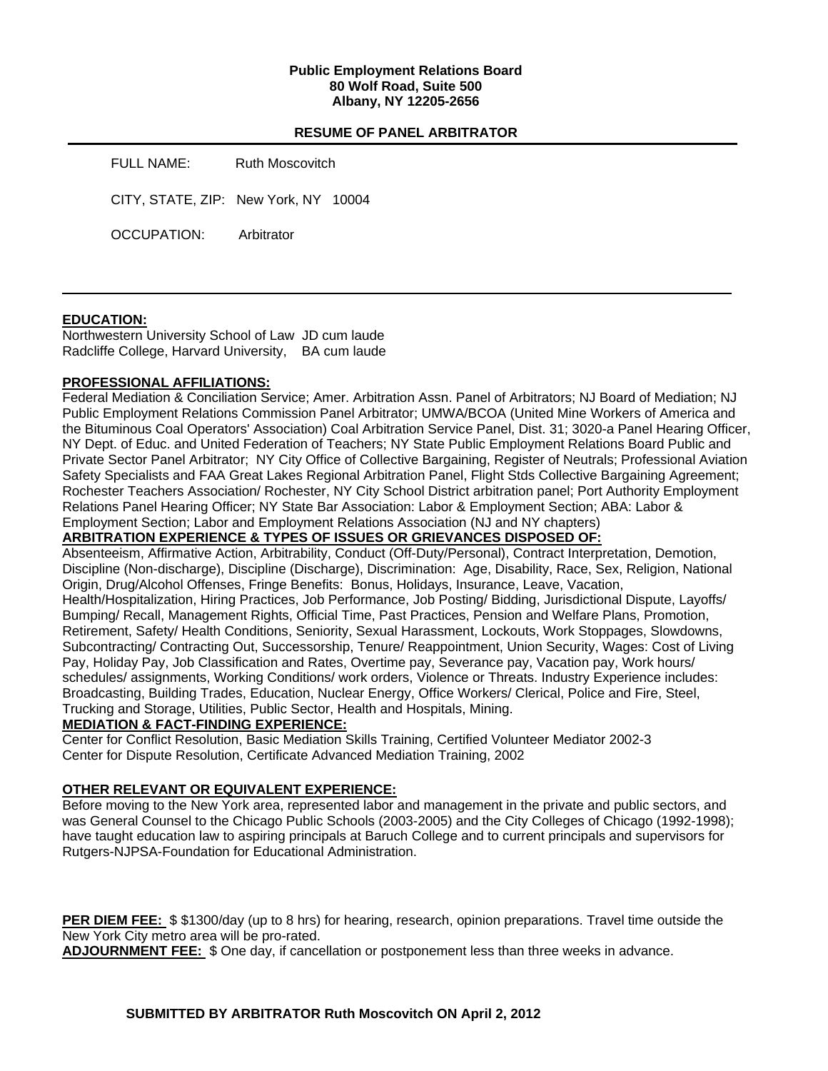**Public Employment Relations Board**
**80 Wolf Road, Suite 500**
**Albany, NY 12205-2656**

## RESUME OF PANEL ARBITRATOR

FULL NAME: Ruth Moscovitch

CITY, STATE, ZIP: New York, NY 10004

OCCUPATION: Arbitrator

---

### EDUCATION:

Northwestern University School of Law JD cum laude
Radcliffe College, Harvard University, BA cum laude

### PROFESSIONAL AFFILIATIONS:

Federal Mediation & Conciliation Service; Amer. Arbitration Assn. Panel of Arbitrators; NJ Board of Mediation; NJ Public Employment Relations Commission Panel Arbitrator; UMWA/BCOA (United Mine Workers of America and the Bituminous Coal Operators' Association) Coal Arbitration Service Panel, Dist. 31; 3020-a Panel Hearing Officer, NY Dept. of Educ. and United Federation of Teachers; NY State Public Employment Relations Board Public and Private Sector Panel Arbitrator; NY City Office of Collective Bargaining, Register of Neutrals; Professional Aviation Safety Specialists and FAA Great Lakes Regional Arbitration Panel, Flight Stds Collective Bargaining Agreement; Rochester Teachers Association/ Rochester, NY City School District arbitration panel; Port Authority Employment Relations Panel Hearing Officer; NY State Bar Association: Labor & Employment Section; ABA: Labor & Employment Section; Labor and Employment Relations Association (NJ and NY chapters)

### ARBITRATION EXPERIENCE & TYPES OF ISSUES OR GRIEVANCES DISPOSED OF:

Absenteeism, Affirmative Action, Arbitrability, Conduct (Off-Duty/Personal), Contract Interpretation, Demotion, Discipline (Non-discharge), Discipline (Discharge), Discrimination: Age, Disability, Race, Sex, Religion, National Origin, Drug/Alcohol Offenses, Fringe Benefits: Bonus, Holidays, Insurance, Leave, Vacation, Health/Hospitalization, Hiring Practices, Job Performance, Job Posting/ Bidding, Jurisdictional Dispute, Layoffs/ Bumping/ Recall, Management Rights, Official Time, Past Practices, Pension and Welfare Plans, Promotion, Retirement, Safety/ Health Conditions, Seniority, Sexual Harassment, Lockouts, Work Stoppages, Slowdowns, Subcontracting/ Contracting Out, Successorship, Tenure/ Reappointment, Union Security, Wages: Cost of Living Pay, Holiday Pay, Job Classification and Rates, Overtime pay, Severance pay, Vacation pay, Work hours/ schedules/ assignments, Working Conditions/ work orders, Violence or Threats. Industry Experience includes: Broadcasting, Building Trades, Education, Nuclear Energy, Office Workers/ Clerical, Police and Fire, Steel, Trucking and Storage, Utilities, Public Sector, Health and Hospitals, Mining.

### MEDIATION & FACT-FINDING EXPERIENCE:

Center for Conflict Resolution, Basic Mediation Skills Training, Certified Volunteer Mediator 2002-3
Center for Dispute Resolution, Certificate Advanced Mediation Training, 2002

### OTHER RELEVANT OR EQUIVALENT EXPERIENCE:

Before moving to the New York area, represented labor and management in the private and public sectors, and was General Counsel to the Chicago Public Schools (2003-2005) and the City Colleges of Chicago (1992-1998); have taught education law to aspiring principals at Baruch College and to current principals and supervisors for Rutgers-NJPSA-Foundation for Educational Administration.

**PER DIEM FEE:** $ $1300/day (up to 8 hrs) for hearing, research, opinion preparations. Travel time outside the New York City metro area will be pro-rated.

**ADJOURNMENT FEE:** $ One day, if cancellation or postponement less than three weeks in advance.

**SUBMITTED BY ARBITRATOR Ruth Moscovitch ON April 2, 2012**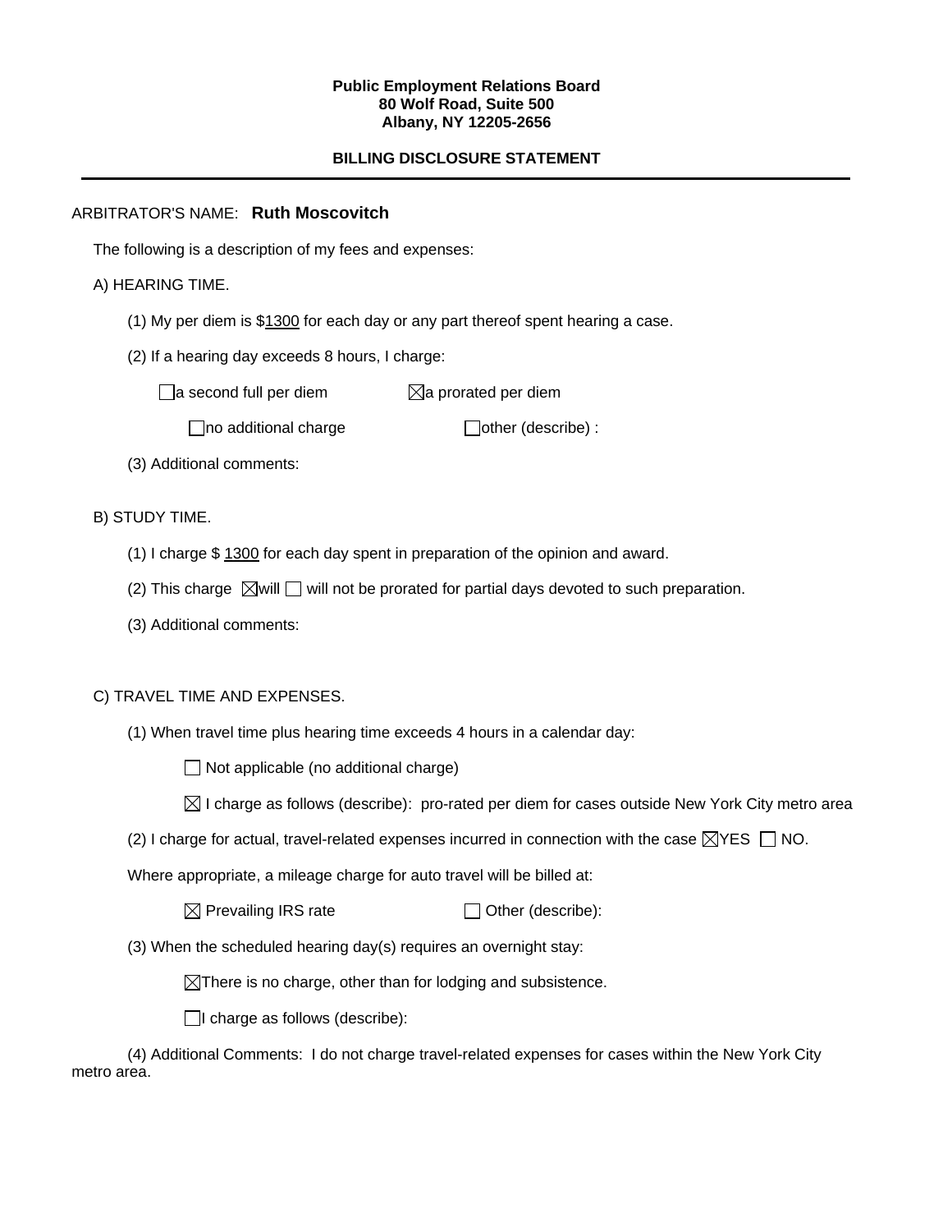**Public Employment Relations Board**
**80 Wolf Road, Suite 500**
**Albany, NY 12205-2656**

**BILLING DISCLOSURE STATEMENT**

---

ARBITRATOR'S NAME: **Ruth Moscovitch**

The following is a description of my fees and expenses:

A) HEARING TIME.

(1) My per diem is $1300 for each day or any part thereof spent hearing a case.

(2) If a hearing day exceeds 8 hours, I charge:

☐ a second full per diem ☒ a prorated per diem

☐ no additional charge ☐ other (describe) :

(3) Additional comments:

B) STUDY TIME.

(1) I charge $ 1300 for each day spent in preparation of the opinion and award.

(2) This charge ☒ will ☐ will not be prorated for partial days devoted to such preparation.

(3) Additional comments:

C) TRAVEL TIME AND EXPENSES.

(1) When travel time plus hearing time exceeds 4 hours in a calendar day:

☐ Not applicable (no additional charge)

☒ I charge as follows (describe): pro-rated per diem for cases outside New York City metro area

(2) I charge for actual, travel-related expenses incurred in connection with the case ☒ YES ☐ NO.

Where appropriate, a mileage charge for auto travel will be billed at:

☒ Prevailing IRS rate ☐ Other (describe):

(3) When the scheduled hearing day(s) requires an overnight stay:

☒ There is no charge, other than for lodging and subsistence.

☐ I charge as follows (describe):

(4) Additional Comments: I do not charge travel-related expenses for cases within the New York City metro area.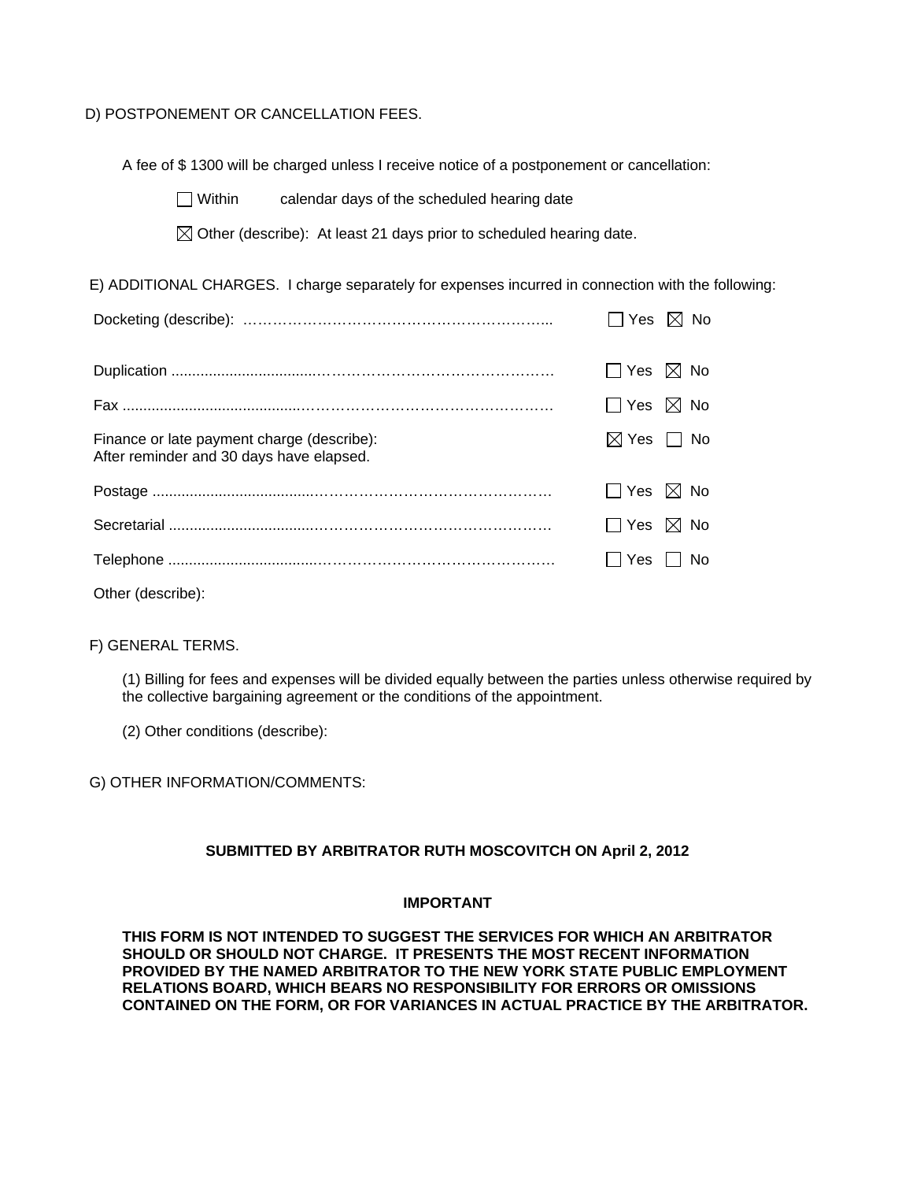D) POSTPONEMENT OR CANCELLATION FEES.

A fee of $ 1300 will be charged unless I receive notice of a postponement or cancellation:

☐ Within calendar days of the scheduled hearing date

☒ Other (describe): At least 21 days prior to scheduled hearing date.

E) ADDITIONAL CHARGES. I charge separately for expenses incurred in connection with the following:

| | |
|---|---|
| Docketing (describe): ………………………………………………….. | ☐ Yes ☒ No |
| Duplication ………………………………………………………… | ☐ Yes ☒ No |
| Fax ………………………………………………………………… | ☐ Yes ☒ No |
| Finance or late payment charge (describe): After reminder and 30 days have elapsed. | ☒ Yes ☐ No |
| Postage ……………………………………………………………… | ☐ Yes ☒ No |
| Secretarial …………………………………………………………… | ☐ Yes ☒ No |
| Telephone …………………………………………………………… | ☐ Yes ☐ No |

Other (describe):

F) GENERAL TERMS.

(1) Billing for fees and expenses will be divided equally between the parties unless otherwise required by the collective bargaining agreement or the conditions of the appointment.

(2) Other conditions (describe):

G) OTHER INFORMATION/COMMENTS:

**SUBMITTED BY ARBITRATOR RUTH MOSCOVITCH ON April 2, 2012**

**IMPORTANT**

**THIS FORM IS NOT INTENDED TO SUGGEST THE SERVICES FOR WHICH AN ARBITRATOR SHOULD OR SHOULD NOT CHARGE. IT PRESENTS THE MOST RECENT INFORMATION PROVIDED BY THE NAMED ARBITRATOR TO THE NEW YORK STATE PUBLIC EMPLOYMENT RELATIONS BOARD, WHICH BEARS NO RESPONSIBILITY FOR ERRORS OR OMISSIONS CONTAINED ON THE FORM, OR FOR VARIANCES IN ACTUAL PRACTICE BY THE ARBITRATOR.**